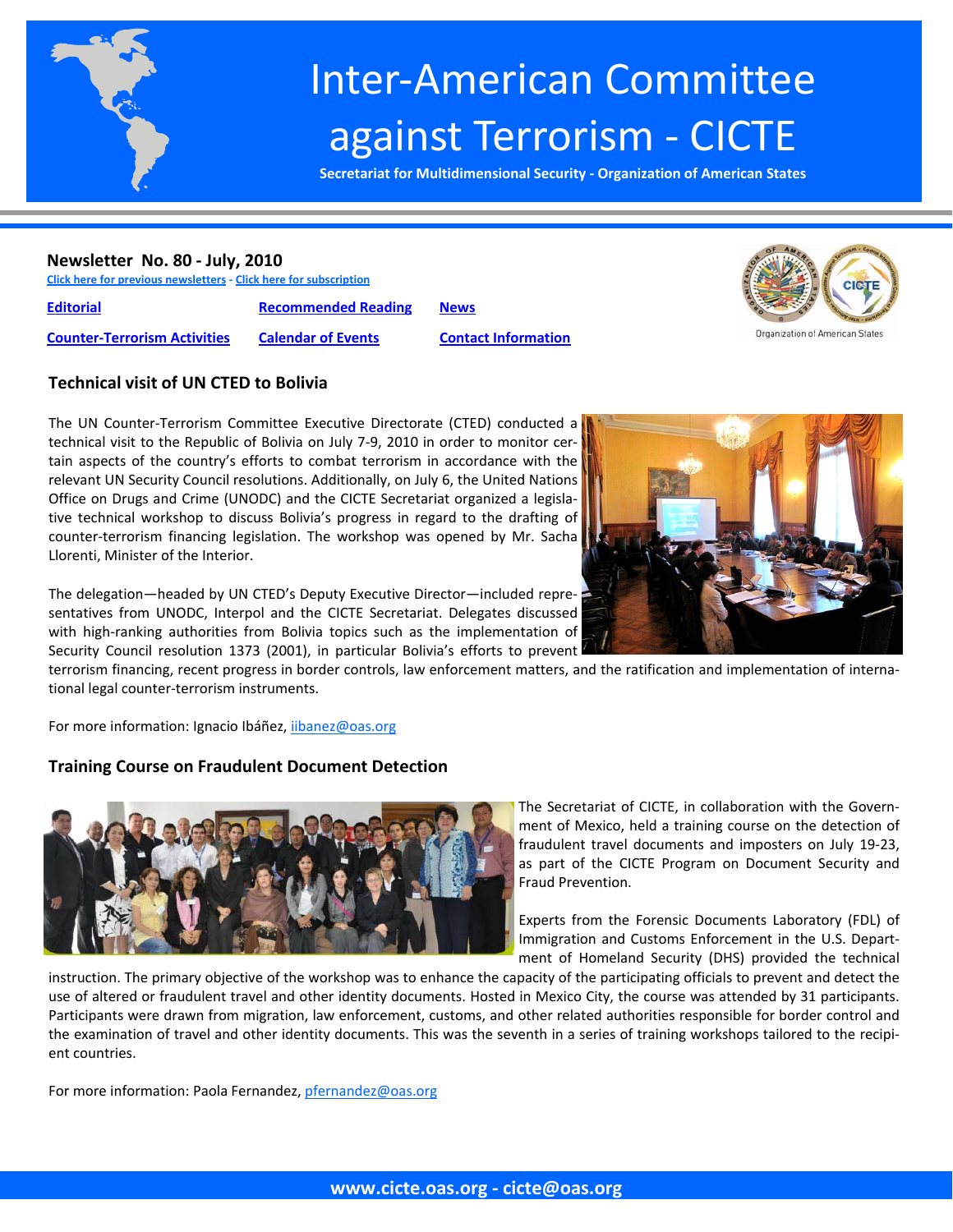# Inter-American Committee against Terrorism - CICTE

**Secretariat for Multidimensional Security - Organization of American States**

## Newsletter No. 80 - July, 2010

Click here for previous newsletters - Click here for subscription

| | | |
|---|---|---|
| Editorial | Recommended Reading | News |
| Counter-Terrorism Activities | Calendar of Events | Contact Information |

### Technical visit of UN CTED to Bolivia

The UN Counter-Terrorism Committee Executive Directorate (CTED) conducted a technical visit to the Republic of Bolivia on July 7-9, 2010 in order to monitor certain aspects of the country's efforts to combat terrorism in accordance with the relevant UN Security Council resolutions. Additionally, on July 6, the United Nations Office on Drugs and Crime (UNODC) and the CICTE Secretariat organized a legislative technical workshop to discuss Bolivia's progress in regard to the drafting of counter-terrorism financing legislation. The workshop was opened by Mr. Sacha Llorenti, Minister of the Interior.

The delegation—headed by UN CTED's Deputy Executive Director—included representatives from UNODC, Interpol and the CICTE Secretariat. Delegates discussed with high-ranking authorities from Bolivia topics such as the implementation of Security Council resolution 1373 (2001), in particular Bolivia's efforts to prevent terrorism financing, recent progress in border controls, law enforcement matters, and the ratification and implementation of international legal counter-terrorism instruments.

For more information: Ignacio Ibáñez, iibanez@oas.org

### Training Course on Fraudulent Document Detection

The Secretariat of CICTE, in collaboration with the Government of Mexico, held a training course on the detection of fraudulent travel documents and imposters on July 19-23, as part of the CICTE Program on Document Security and Fraud Prevention.

Experts from the Forensic Documents Laboratory (FDL) of Immigration and Customs Enforcement in the U.S. Department of Homeland Security (DHS) provided the technical instruction. The primary objective of the workshop was to enhance the capacity of the participating officials to prevent and detect the use of altered or fraudulent travel and other identity documents. Hosted in Mexico City, the course was attended by 31 participants. Participants were drawn from migration, law enforcement, customs, and other related authorities responsible for border control and the examination of travel and other identity documents. This was the seventh in a series of training workshops tailored to the recipient countries.

For more information: Paola Fernandez, pfernandez@oas.org

www.cicte.oas.org - cicte@oas.org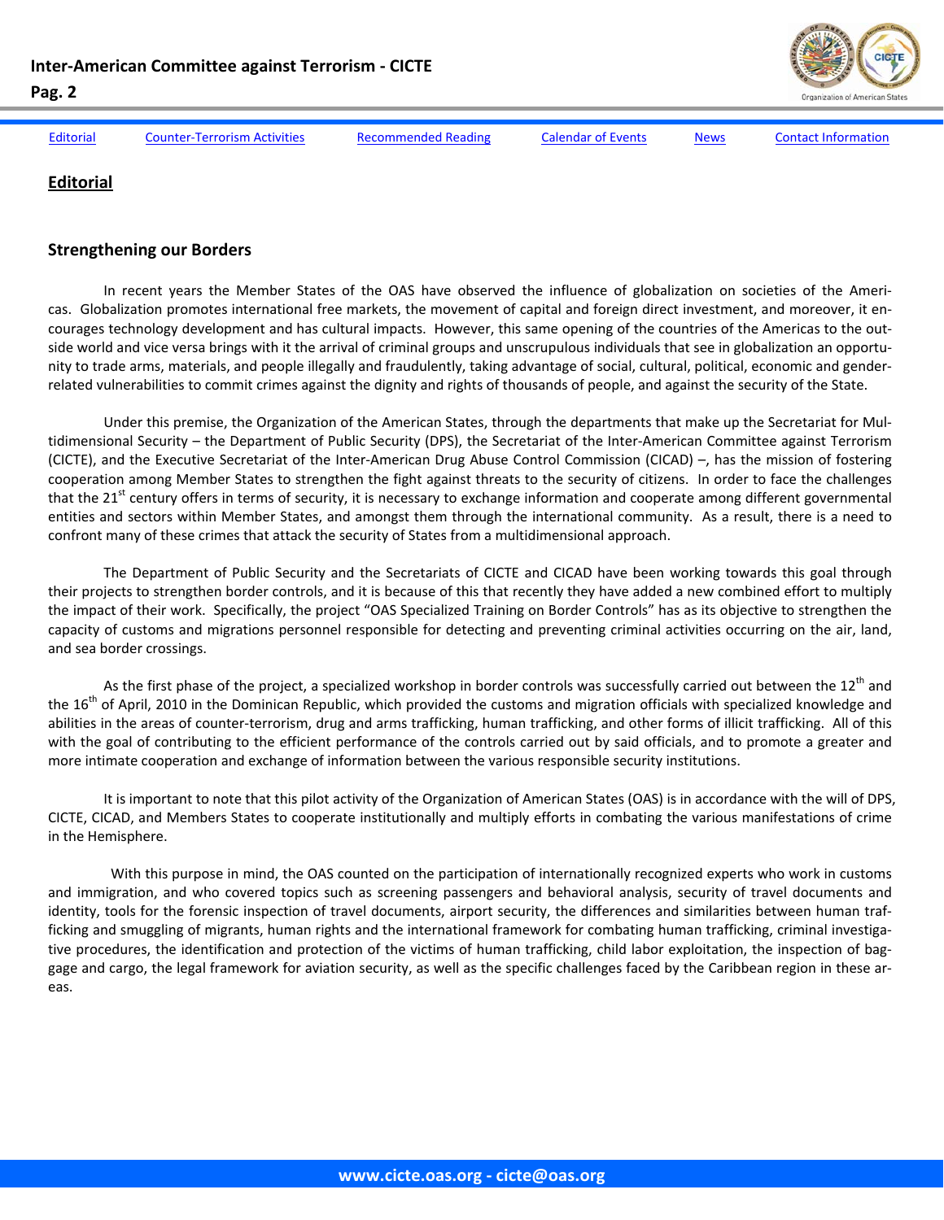## Editorial

### Strengthening our Borders

In recent years the Member States of the OAS have observed the influence of globalization on societies of the Americas. Globalization promotes international free markets, the movement of capital and foreign direct investment, and moreover, it encourages technology development and has cultural impacts. However, this same opening of the countries of the Americas to the outside world and vice versa brings with it the arrival of criminal groups and unscrupulous individuals that see in globalization an opportunity to trade arms, materials, and people illegally and fraudulently, taking advantage of social, cultural, political, economic and gender-related vulnerabilities to commit crimes against the dignity and rights of thousands of people, and against the security of the State.

Under this premise, the Organization of the American States, through the departments that make up the Secretariat for Multidimensional Security – the Department of Public Security (DPS), the Secretariat of the Inter-American Committee against Terrorism (CICTE), and the Executive Secretariat of the Inter-American Drug Abuse Control Commission (CICAD) –, has the mission of fostering cooperation among Member States to strengthen the fight against threats to the security of citizens. In order to face the challenges that the 21st century offers in terms of security, it is necessary to exchange information and cooperate among different governmental entities and sectors within Member States, and amongst them through the international community. As a result, there is a need to confront many of these crimes that attack the security of States from a multidimensional approach.

The Department of Public Security and the Secretariats of CICTE and CICAD have been working towards this goal through their projects to strengthen border controls, and it is because of this that recently they have added a new combined effort to multiply the impact of their work. Specifically, the project "OAS Specialized Training on Border Controls" has as its objective to strengthen the capacity of customs and migrations personnel responsible for detecting and preventing criminal activities occurring on the air, land, and sea border crossings.

As the first phase of the project, a specialized workshop in border controls was successfully carried out between the 12th and the 16th of April, 2010 in the Dominican Republic, which provided the customs and migration officials with specialized knowledge and abilities in the areas of counter-terrorism, drug and arms trafficking, human trafficking, and other forms of illicit trafficking. All of this with the goal of contributing to the efficient performance of the controls carried out by said officials, and to promote a greater and more intimate cooperation and exchange of information between the various responsible security institutions.

It is important to note that this pilot activity of the Organization of American States (OAS) is in accordance with the will of DPS, CICTE, CICAD, and Members States to cooperate institutionally and multiply efforts in combating the various manifestations of crime in the Hemisphere.

With this purpose in mind, the OAS counted on the participation of internationally recognized experts who work in customs and immigration, and who covered topics such as screening passengers and behavioral analysis, security of travel documents and identity, tools for the forensic inspection of travel documents, airport security, the differences and similarities between human trafficking and smuggling of migrants, human rights and the international framework for combating human trafficking, criminal investigative procedures, the identification and protection of the victims of human trafficking, child labor exploitation, the inspection of baggage and cargo, the legal framework for aviation security, as well as the specific challenges faced by the Caribbean region in these areas.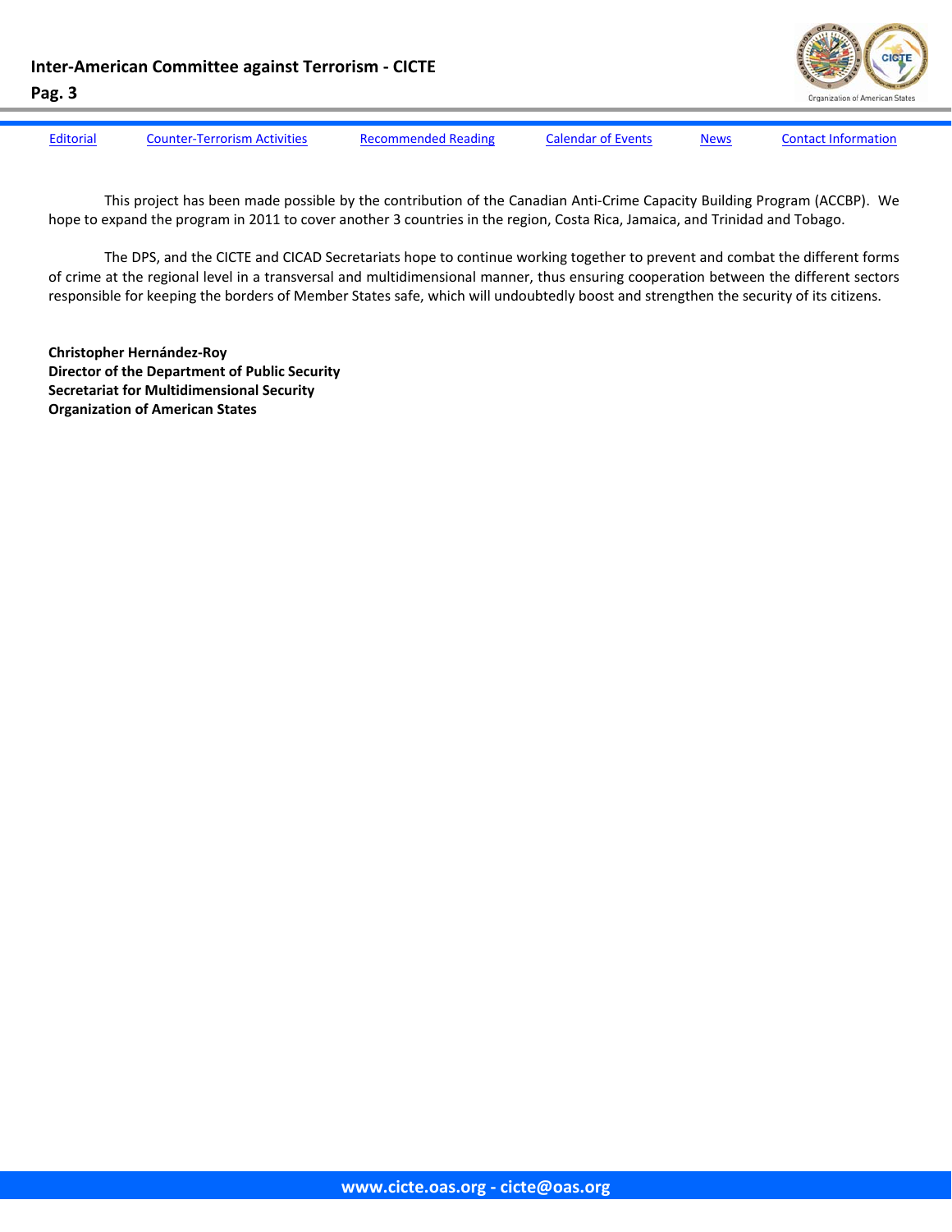This project has been made possible by the contribution of the Canadian Anti-Crime Capacity Building Program (ACCBP). We hope to expand the program in 2011 to cover another 3 countries in the region, Costa Rica, Jamaica, and Trinidad and Tobago.

The DPS, and the CICTE and CICAD Secretariats hope to continue working together to prevent and combat the different forms of crime at the regional level in a transversal and multidimensional manner, thus ensuring cooperation between the different sectors responsible for keeping the borders of Member States safe, which will undoubtedly boost and strengthen the security of its citizens.

**Christopher Hernández-Roy**
**Director of the Department of Public Security**
**Secretariat for Multidimensional Security**
**Organization of American States**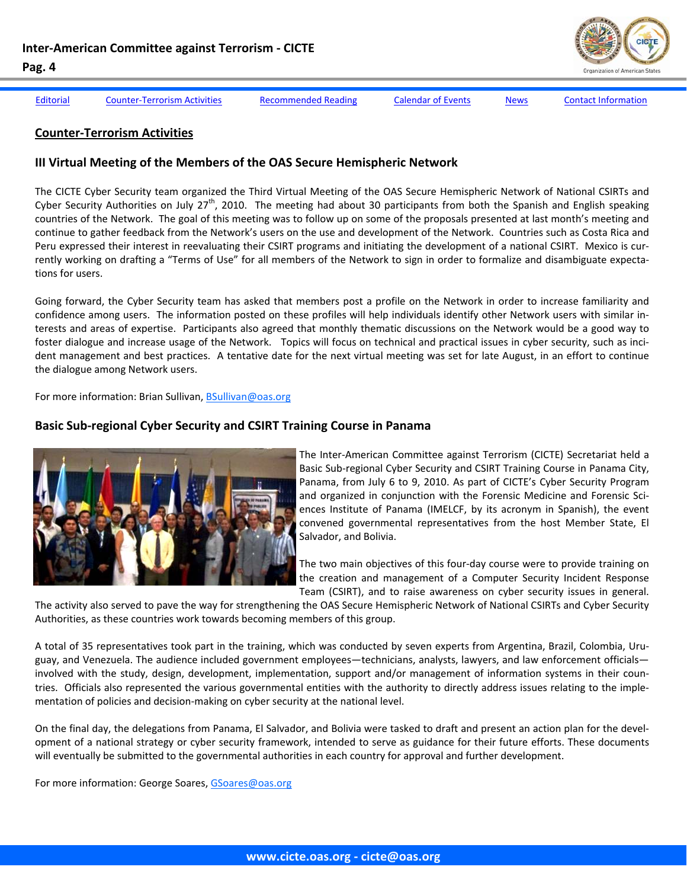Editorial Counter-Terrorism Activities Recommended Reading Calendar of Events News Contact Information

## Counter-Terrorism Activities

### III Virtual Meeting of the Members of the OAS Secure Hemispheric Network

The CICTE Cyber Security team organized the Third Virtual Meeting of the OAS Secure Hemispheric Network of National CSIRTs and Cyber Security Authorities on July 27th, 2010. The meeting had about 30 participants from both the Spanish and English speaking countries of the Network. The goal of this meeting was to follow up on some of the proposals presented at last month's meeting and continue to gather feedback from the Network's users on the use and development of the Network. Countries such as Costa Rica and Peru expressed their interest in reevaluating their CSIRT programs and initiating the development of a national CSIRT. Mexico is currently working on drafting a "Terms of Use" for all members of the Network to sign in order to formalize and disambiguate expectations for users.

Going forward, the Cyber Security team has asked that members post a profile on the Network in order to increase familiarity and confidence among users. The information posted on these profiles will help individuals identify other Network users with similar interests and areas of expertise. Participants also agreed that monthly thematic discussions on the Network would be a good way to foster dialogue and increase usage of the Network. Topics will focus on technical and practical issues in cyber security, such as incident management and best practices. A tentative date for the next virtual meeting was set for late August, in an effort to continue the dialogue among Network users.

For more information: Brian Sullivan, BSullivan@oas.org

### Basic Sub-regional Cyber Security and CSIRT Training Course in Panama

The Inter-American Committee against Terrorism (CICTE) Secretariat held a Basic Sub-regional Cyber Security and CSIRT Training Course in Panama City, Panama, from July 6 to 9, 2010. As part of CICTE's Cyber Security Program and organized in conjunction with the Forensic Medicine and Forensic Sciences Institute of Panama (IMELCF, by its acronym in Spanish), the event convened governmental representatives from the host Member State, El Salvador, and Bolivia.

The two main objectives of this four-day course were to provide training on the creation and management of a Computer Security Incident Response Team (CSIRT), and to raise awareness on cyber security issues in general. The activity also served to pave the way for strengthening the OAS Secure Hemispheric Network of National CSIRTs and Cyber Security Authorities, as these countries work towards becoming members of this group.

A total of 35 representatives took part in the training, which was conducted by seven experts from Argentina, Brazil, Colombia, Uruguay, and Venezuela. The audience included government employees—technicians, analysts, lawyers, and law enforcement officials—involved with the study, design, development, implementation, support and/or management of information systems in their countries. Officials also represented the various governmental entities with the authority to directly address issues relating to the implementation of policies and decision-making on cyber security at the national level.

On the final day, the delegations from Panama, El Salvador, and Bolivia were tasked to draft and present an action plan for the development of a national strategy or cyber security framework, intended to serve as guidance for their future efforts. These documents will eventually be submitted to the governmental authorities in each country for approval and further development.

For more information: George Soares, GSoares@oas.org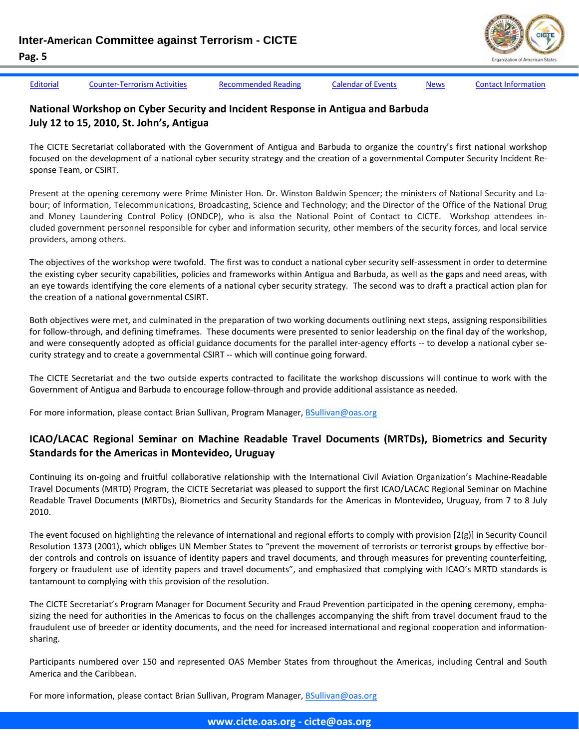## National Workshop on Cyber Security and Incident Response in Antigua and Barbuda July 12 to 15, 2010, St. John's, Antigua

The CICTE Secretariat collaborated with the Government of Antigua and Barbuda to organize the country's first national workshop focused on the development of a national cyber security strategy and the creation of a governmental Computer Security Incident Response Team, or CSIRT.

Present at the opening ceremony were Prime Minister Hon. Dr. Winston Baldwin Spencer; the ministers of National Security and Labour; of Information, Telecommunications, Broadcasting, Science and Technology; and the Director of the Office of the National Drug and Money Laundering Control Policy (ONDCP), who is also the National Point of Contact to CICTE. Workshop attendees included government personnel responsible for cyber and information security, other members of the security forces, and local service providers, among others.

The objectives of the workshop were twofold. The first was to conduct a national cyber security self-assessment in order to determine the existing cyber security capabilities, policies and frameworks within Antigua and Barbuda, as well as the gaps and need areas, with an eye towards identifying the core elements of a national cyber security strategy. The second was to draft a practical action plan for the creation of a national governmental CSIRT.

Both objectives were met, and culminated in the preparation of two working documents outlining next steps, assigning responsibilities for follow-through, and defining timeframes. These documents were presented to senior leadership on the final day of the workshop, and were consequently adopted as official guidance documents for the parallel inter-agency efforts -- to develop a national cyber security strategy and to create a governmental CSIRT -- which will continue going forward.

The CICTE Secretariat and the two outside experts contracted to facilitate the workshop discussions will continue to work with the Government of Antigua and Barbuda to encourage follow-through and provide additional assistance as needed.

For more information, please contact Brian Sullivan, Program Manager, BSullivan@oas.org

## ICAO/LACAC Regional Seminar on Machine Readable Travel Documents (MRTDs), Biometrics and Security Standards for the Americas in Montevideo, Uruguay

Continuing its on-going and fruitful collaborative relationship with the International Civil Aviation Organization's Machine-Readable Travel Documents (MRTD) Program, the CICTE Secretariat was pleased to support the first ICAO/LACAC Regional Seminar on Machine Readable Travel Documents (MRTDs), Biometrics and Security Standards for the Americas in Montevideo, Uruguay, from 7 to 8 July 2010.

The event focused on highlighting the relevance of international and regional efforts to comply with provision [2(g)] in Security Council Resolution 1373 (2001), which obliges UN Member States to "prevent the movement of terrorists or terrorist groups by effective border controls and controls on issuance of identity papers and travel documents, and through measures for preventing counterfeiting, forgery or fraudulent use of identity papers and travel documents", and emphasized that complying with ICAO's MRTD standards is tantamount to complying with this provision of the resolution.

The CICTE Secretariat's Program Manager for Document Security and Fraud Prevention participated in the opening ceremony, emphasizing the need for authorities in the Americas to focus on the challenges accompanying the shift from travel document fraud to the fraudulent use of breeder or identity documents, and the need for increased international and regional cooperation and information-sharing.

Participants numbered over 150 and represented OAS Member States from throughout the Americas, including Central and South America and the Caribbean.

For more information, please contact Brian Sullivan, Program Manager, BSullivan@oas.org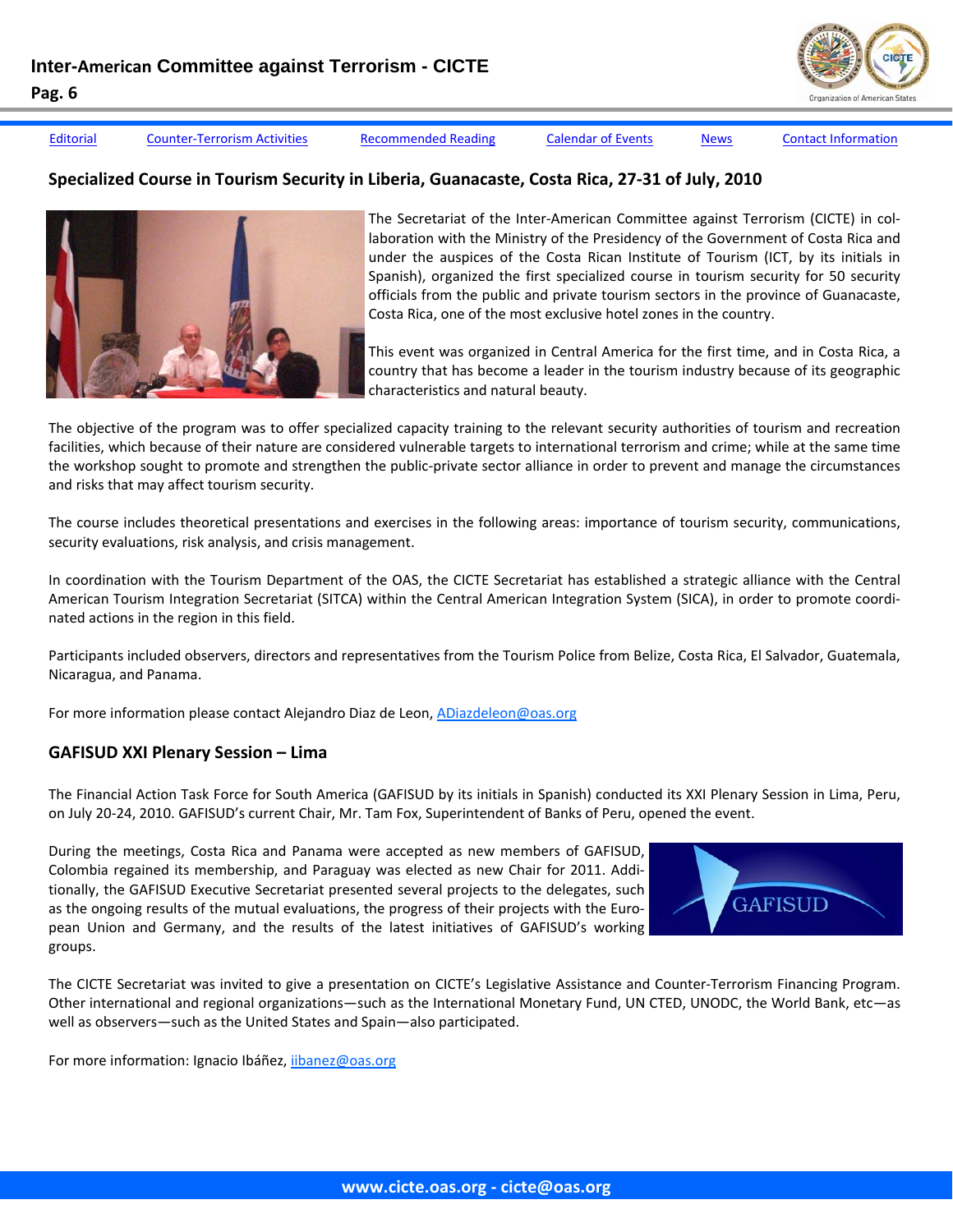## Specialized Course in Tourism Security in Liberia, Guanacaste, Costa Rica, 27-31 of July, 2010

The Secretariat of the Inter-American Committee against Terrorism (CICTE) in collaboration with the Ministry of the Presidency of the Government of Costa Rica and under the auspices of the Costa Rican Institute of Tourism (ICT, by its initials in Spanish), organized the first specialized course in tourism security for 50 security officials from the public and private tourism sectors in the province of Guanacaste, Costa Rica, one of the most exclusive hotel zones in the country.

This event was organized in Central America for the first time, and in Costa Rica, a country that has become a leader in the tourism industry because of its geographic characteristics and natural beauty.

The objective of the program was to offer specialized capacity training to the relevant security authorities of tourism and recreation facilities, which because of their nature are considered vulnerable targets to international terrorism and crime; while at the same time the workshop sought to promote and strengthen the public-private sector alliance in order to prevent and manage the circumstances and risks that may affect tourism security.

The course includes theoretical presentations and exercises in the following areas: importance of tourism security, communications, security evaluations, risk analysis, and crisis management.

In coordination with the Tourism Department of the OAS, the CICTE Secretariat has established a strategic alliance with the Central American Tourism Integration Secretariat (SITCA) within the Central American Integration System (SICA), in order to promote coordinated actions in the region in this field.

Participants included observers, directors and representatives from the Tourism Police from Belize, Costa Rica, El Salvador, Guatemala, Nicaragua, and Panama.

For more information please contact Alejandro Diaz de Leon, ADiazdeleon@oas.org

## GAFISUD XXI Plenary Session – Lima

The Financial Action Task Force for South America (GAFISUD by its initials in Spanish) conducted its XXI Plenary Session in Lima, Peru, on July 20-24, 2010. GAFISUD's current Chair, Mr. Tam Fox, Superintendent of Banks of Peru, opened the event.

During the meetings, Costa Rica and Panama were accepted as new members of GAFISUD, Colombia regained its membership, and Paraguay was elected as new Chair for 2011. Additionally, the GAFISUD Executive Secretariat presented several projects to the delegates, such as the ongoing results of the mutual evaluations, the progress of their projects with the European Union and Germany, and the results of the latest initiatives of GAFISUD's working groups.

The CICTE Secretariat was invited to give a presentation on CICTE's Legislative Assistance and Counter-Terrorism Financing Program. Other international and regional organizations—such as the International Monetary Fund, UN CTED, UNODC, the World Bank, etc—as well as observers—such as the United States and Spain—also participated.

For more information: Ignacio Ibáñez, iibanez@oas.org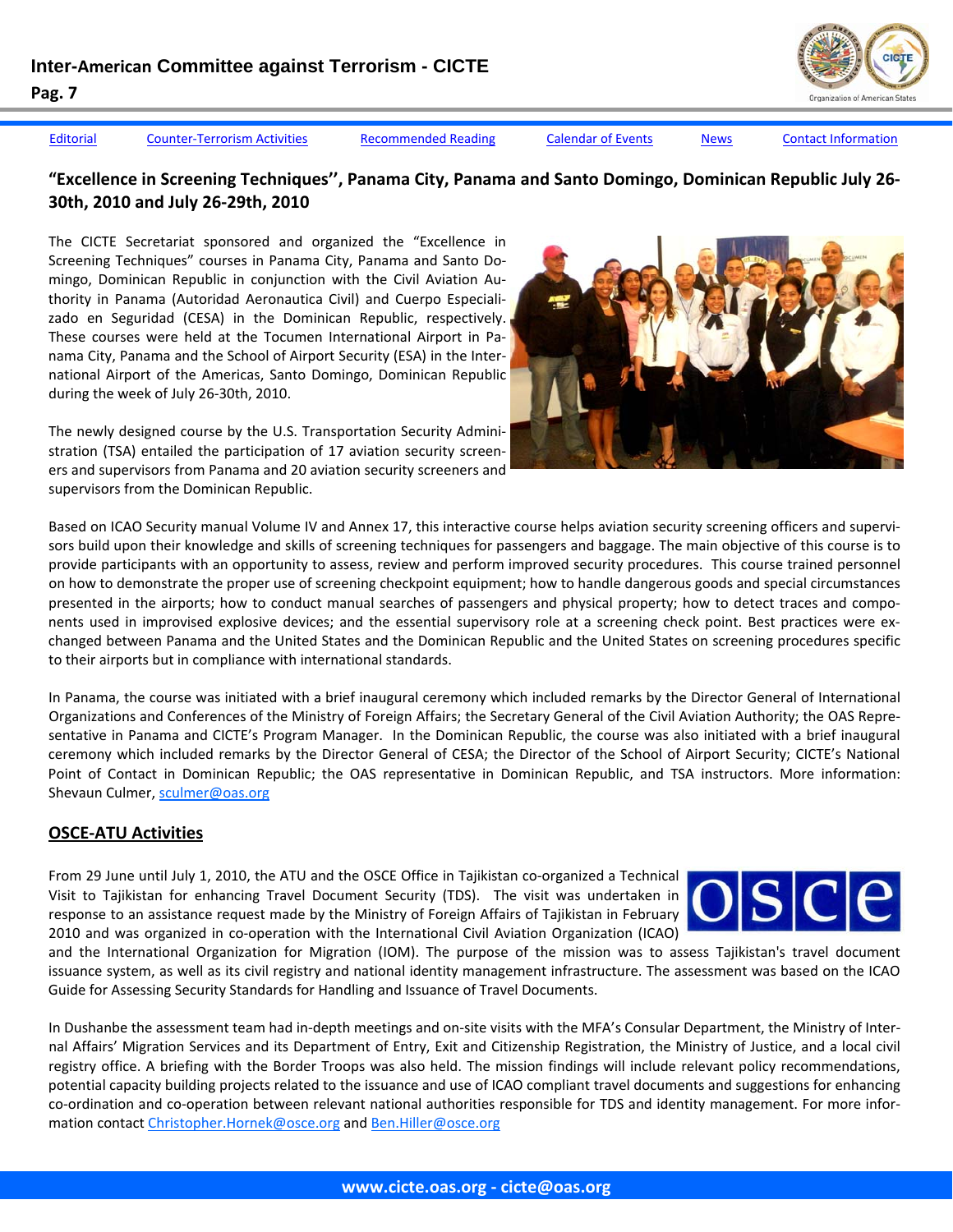[Editorial](#) [Counter-Terrorism Activities](#) [Recommended Reading](#) [Calendar of Events](#) [News](#) [Contact Information](#)

## "Excellence in Screening Techniques'', Panama City, Panama and Santo Domingo, Dominican Republic July 26-30th, 2010 and July 26-29th, 2010

The CICTE Secretariat sponsored and organized the "Excellence in Screening Techniques" courses in Panama City, Panama and Santo Domingo, Dominican Republic in conjunction with the Civil Aviation Authority in Panama (Autoridad Aeronautica Civil) and Cuerpo Especializado en Seguridad (CESA) in the Dominican Republic, respectively. These courses were held at the Tocumen International Airport in Panama City, Panama and the School of Airport Security (ESA) in the International Airport of the Americas, Santo Domingo, Dominican Republic during the week of July 26-30th, 2010.

The newly designed course by the U.S. Transportation Security Administration (TSA) entailed the participation of 17 aviation security screeners and supervisors from Panama and 20 aviation security screeners and supervisors from the Dominican Republic.

Based on ICAO Security manual Volume IV and Annex 17, this interactive course helps aviation security screening officers and supervisors build upon their knowledge and skills of screening techniques for passengers and baggage. The main objective of this course is to provide participants with an opportunity to assess, review and perform improved security procedures. This course trained personnel on how to demonstrate the proper use of screening checkpoint equipment; how to handle dangerous goods and special circumstances presented in the airports; how to conduct manual searches of passengers and physical property; how to detect traces and components used in improvised explosive devices; and the essential supervisory role at a screening check point. Best practices were exchanged between Panama and the United States and the Dominican Republic and the United States on screening procedures specific to their airports but in compliance with international standards.

In Panama, the course was initiated with a brief inaugural ceremony which included remarks by the Director General of International Organizations and Conferences of the Ministry of Foreign Affairs; the Secretary General of the Civil Aviation Authority; the OAS Representative in Panama and CICTE's Program Manager. In the Dominican Republic, the course was also initiated with a brief inaugural ceremony which included remarks by the Director General of CESA; the Director of the School of Airport Security; CICTE's National Point of Contact in Dominican Republic; the OAS representative in Dominican Republic, and TSA instructors. More information: Shevaun Culmer, [sculmer@oas.org](mailto:sculmer@oas.org)

## OSCE-ATU Activities

From 29 June until July 1, 2010, the ATU and the OSCE Office in Tajikistan co-organized a Technical Visit to Tajikistan for enhancing Travel Document Security (TDS). The visit was undertaken in response to an assistance request made by the Ministry of Foreign Affairs of Tajikistan in February 2010 and was organized in co-operation with the International Civil Aviation Organization (ICAO) and the International Organization for Migration (IOM). The purpose of the mission was to assess Tajikistan's travel document issuance system, as well as its civil registry and national identity management infrastructure. The assessment was based on the ICAO Guide for Assessing Security Standards for Handling and Issuance of Travel Documents.

In Dushanbe the assessment team had in-depth meetings and on-site visits with the MFA's Consular Department, the Ministry of Internal Affairs' Migration Services and its Department of Entry, Exit and Citizenship Registration, the Ministry of Justice, and a local civil registry office. A briefing with the Border Troops was also held. The mission findings will include relevant policy recommendations, potential capacity building projects related to the issuance and use of ICAO compliant travel documents and suggestions for enhancing co-ordination and co-operation between relevant national authorities responsible for TDS and identity management. For more information contact [Christopher.Hornek@osce.org](mailto:Christopher.Hornek@osce.org) and [Ben.Hiller@osce.org](mailto:Ben.Hiller@osce.org)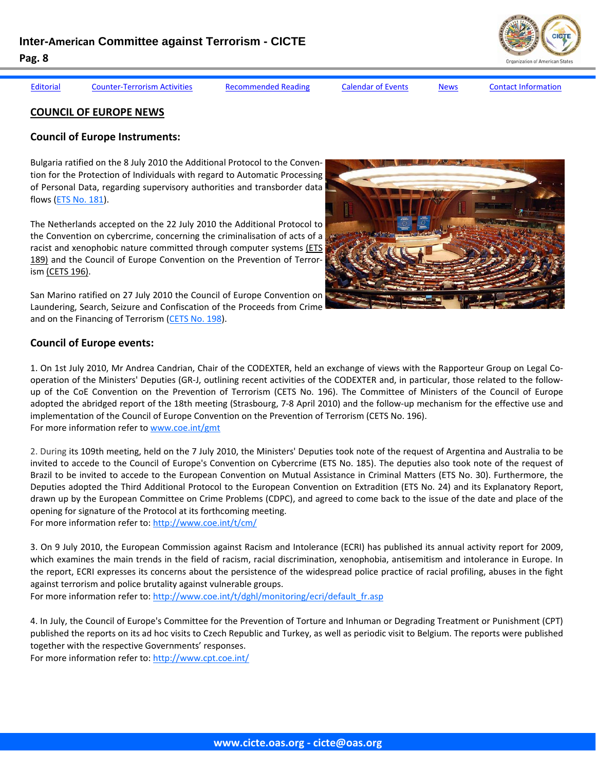Editorial | Counter-Terrorism Activities | Recommended Reading | Calendar of Events | News | Contact Information

## COUNCIL OF EUROPE NEWS

### Council of Europe Instruments:

Bulgaria ratified on the 8 July 2010 the Additional Protocol to the Convention for the Protection of Individuals with regard to Automatic Processing of Personal Data, regarding supervisory authorities and transborder data flows (ETS No. 181).

The Netherlands accepted on the 22 July 2010 the Additional Protocol to the Convention on cybercrime, concerning the criminalisation of acts of a racist and xenophobic nature committed through computer systems (ETS 189) and the Council of Europe Convention on the Prevention of Terrorism (CETS 196).

San Marino ratified on 27 July 2010 the Council of Europe Convention on Laundering, Search, Seizure and Confiscation of the Proceeds from Crime and on the Financing of Terrorism (CETS No. 198).

### Council of Europe events:

1. On 1st July 2010, Mr Andrea Candrian, Chair of the CODEXTER, held an exchange of views with the Rapporteur Group on Legal Co-operation of the Ministers' Deputies (GR-J, outlining recent activities of the CODEXTER and, in particular, those related to the follow-up of the CoE Convention on the Prevention of Terrorism (CETS No. 196). The Committee of Ministers of the Council of Europe adopted the abridged report of the 18th meeting (Strasbourg, 7-8 April 2010) and the follow-up mechanism for the effective use and implementation of the Council of Europe Convention on the Prevention of Terrorism (CETS No. 196).
For more information refer to www.coe.int/gmt

2. During its 109th meeting, held on the 7 July 2010, the Ministers' Deputies took note of the request of Argentina and Australia to be invited to accede to the Council of Europe's Convention on Cybercrime (ETS No. 185). The deputies also took note of the request of Brazil to be invited to accede to the European Convention on Mutual Assistance in Criminal Matters (ETS No. 30). Furthermore, the Deputies adopted the Third Additional Protocol to the European Convention on Extradition (ETS No. 24) and its Explanatory Report, drawn up by the European Committee on Crime Problems (CDPC), and agreed to come back to the issue of the date and place of the opening for signature of the Protocol at its forthcoming meeting.
For more information refer to: http://www.coe.int/t/cm/

3. On 9 July 2010, the European Commission against Racism and Intolerance (ECRI) has published its annual activity report for 2009, which examines the main trends in the field of racism, racial discrimination, xenophobia, antisemitism and intolerance in Europe. In the report, ECRI expresses its concerns about the persistence of the widespread police practice of racial profiling, abuses in the fight against terrorism and police brutality against vulnerable groups.
For more information refer to: http://www.coe.int/t/dghl/monitoring/ecri/default_fr.asp

4. In July, the Council of Europe's Committee for the Prevention of Torture and Inhuman or Degrading Treatment or Punishment (CPT) published the reports on its ad hoc visits to Czech Republic and Turkey, as well as periodic visit to Belgium. The reports were published together with the respective Governments' responses.
For more information refer to: http://www.cpt.coe.int/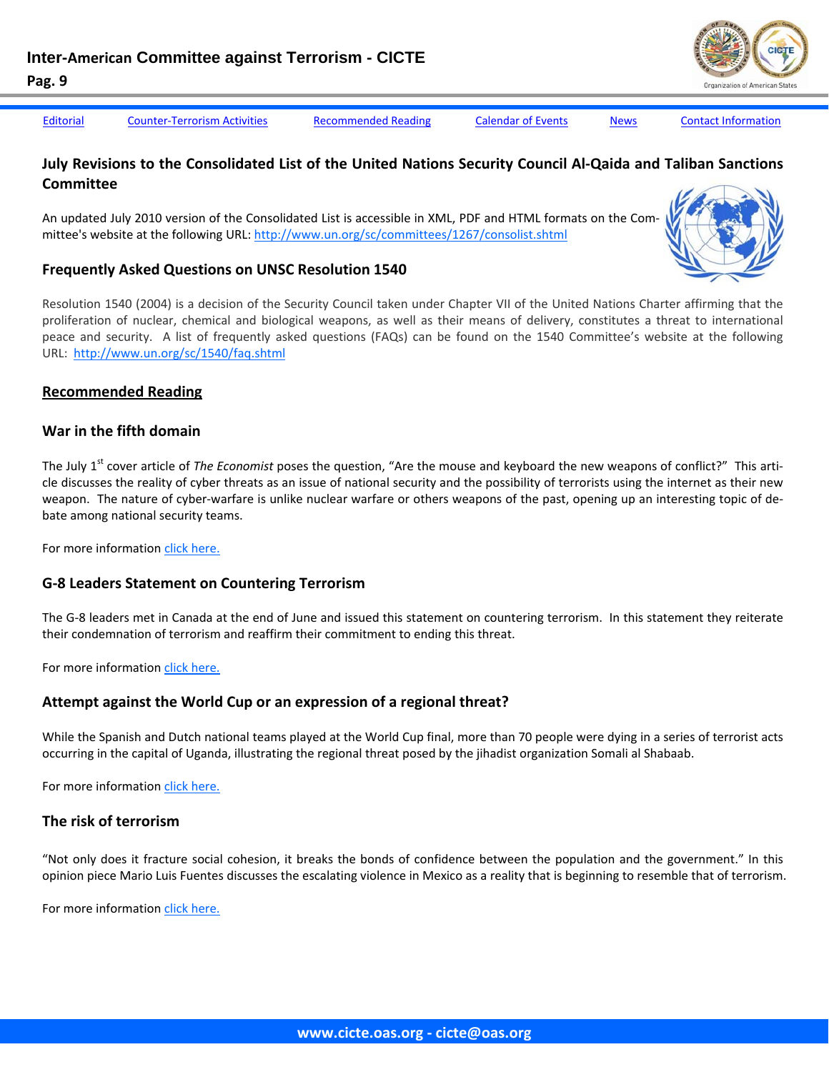Editorial | Counter-Terrorism Activities | Recommended Reading | Calendar of Events | News | Contact Information

## July Revisions to the Consolidated List of the United Nations Security Council Al-Qaida and Taliban Sanctions Committee

An updated July 2010 version of the Consolidated List is accessible in XML, PDF and HTML formats on the Committee's website at the following URL: http://www.un.org/sc/committees/1267/consolist.shtml

### Frequently Asked Questions on UNSC Resolution 1540

Resolution 1540 (2004) is a decision of the Security Council taken under Chapter VII of the United Nations Charter affirming that the proliferation of nuclear, chemical and biological weapons, as well as their means of delivery, constitutes a threat to international peace and security. A list of frequently asked questions (FAQs) can be found on the 1540 Committee's website at the following URL: http://www.un.org/sc/1540/faq.shtml

## Recommended Reading

### War in the fifth domain

The July 1st cover article of *The Economist* poses the question, "Are the mouse and keyboard the new weapons of conflict?" This article discusses the reality of cyber threats as an issue of national security and the possibility of terrorists using the internet as their new weapon. The nature of cyber-warfare is unlike nuclear warfare or others weapons of the past, opening up an interesting topic of debate among national security teams.

For more information click here.

### G-8 Leaders Statement on Countering Terrorism

The G-8 leaders met in Canada at the end of June and issued this statement on countering terrorism. In this statement they reiterate their condemnation of terrorism and reaffirm their commitment to ending this threat.

For more information click here.

### Attempt against the World Cup or an expression of a regional threat?

While the Spanish and Dutch national teams played at the World Cup final, more than 70 people were dying in a series of terrorist acts occurring in the capital of Uganda, illustrating the regional threat posed by the jihadist organization Somali al Shabaab.

For more information click here.

### The risk of terrorism

"Not only does it fracture social cohesion, it breaks the bonds of confidence between the population and the government." In this opinion piece Mario Luis Fuentes discusses the escalating violence in Mexico as a reality that is beginning to resemble that of terrorism.

For more information click here.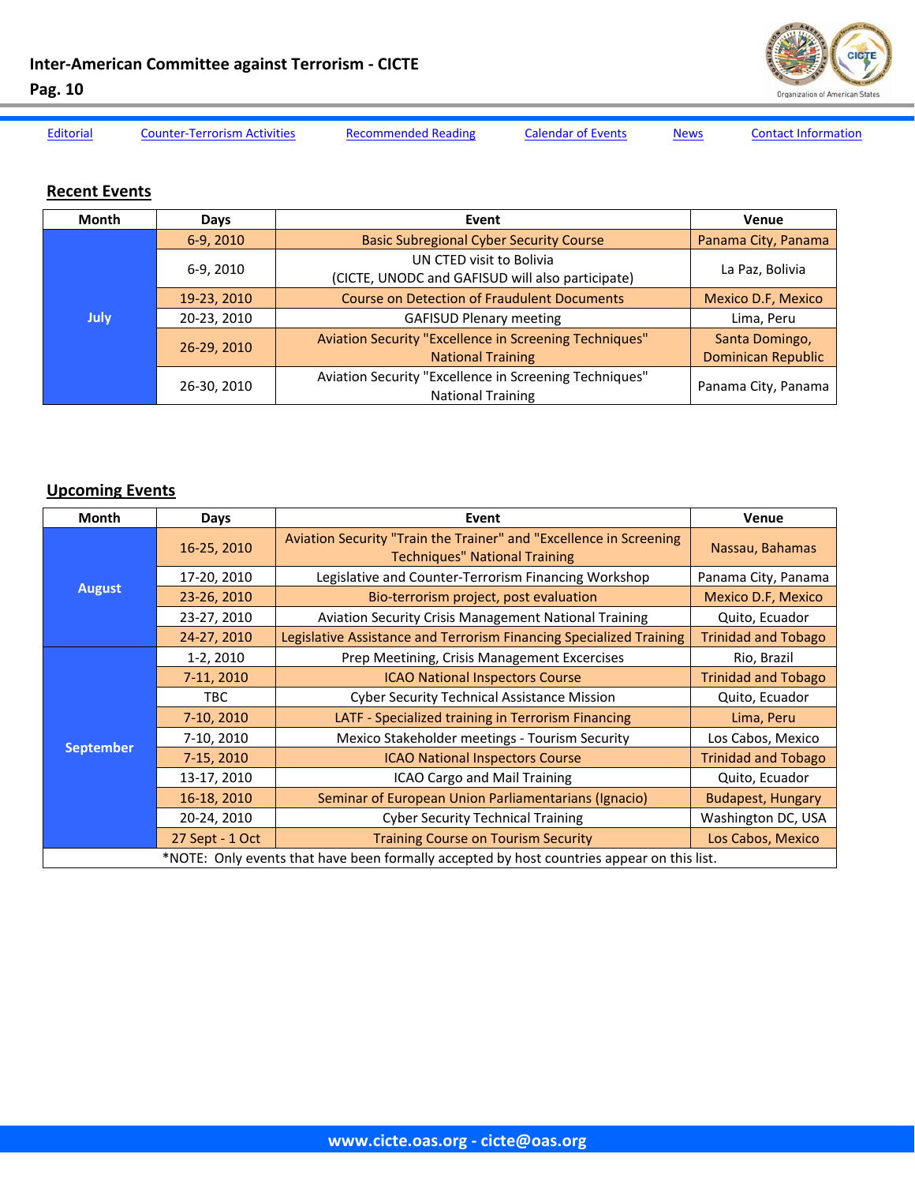Editorial | Counter-Terrorism Activities | Recommended Reading | Calendar of Events | News | Contact Information

## Recent Events

| Month | Days | Event | Venue |
|---|---|---|---|
| July | 6-9, 2010 | Basic Subregional Cyber Security Course | Panama City, Panama |
| | 6-9, 2010 | UN CTED visit to Bolivia (CICTE, UNODC and GAFISUD will also participate) | La Paz, Bolivia |
| | 19-23, 2010 | Course on Detection of Fraudulent Documents | Mexico D.F, Mexico |
| | 20-23, 2010 | GAFISUD Plenary meeting | Lima, Peru |
| | 26-29, 2010 | Aviation Security "Excellence in Screening Techniques" National Training | Santa Domingo, Dominican Republic |
| | 26-30, 2010 | Aviation Security "Excellence in Screening Techniques" National Training | Panama City, Panama |

## Upcoming Events

| Month | Days | Event | Venue |
|---|---|---|---|
| August | 16-25, 2010 | Aviation Security "Train the Trainer" and "Excellence in Screening Techniques" National Training | Nassau, Bahamas |
| | 17-20, 2010 | Legislative and Counter-Terrorism Financing Workshop | Panama City, Panama |
| | 23-26, 2010 | Bio-terrorism project, post evaluation | Mexico D.F, Mexico |
| | 23-27, 2010 | Aviation Security Crisis Management National Training | Quito, Ecuador |
| | 24-27, 2010 | Legislative Assistance and Terrorism Financing Specialized Training | Trinidad and Tobago |
| September | 1-2, 2010 | Prep Meetining, Crisis Management Excercises | Rio, Brazil |
| | 7-11, 2010 | ICAO National Inspectors Course | Trinidad and Tobago |
| | TBC | Cyber Security Technical Assistance Mission | Quito, Ecuador |
| | 7-10, 2010 | LATF - Specialized training in Terrorism Financing | Lima, Peru |
| | 7-10, 2010 | Mexico Stakeholder meetings - Tourism Security | Los Cabos, Mexico |
| | 7-15, 2010 | ICAO National Inspectors Course | Trinidad and Tobago |
| | 13-17, 2010 | ICAO Cargo and Mail Training | Quito, Ecuador |
| | 16-18, 2010 | Seminar of European Union Parliamentarians (Ignacio) | Budapest, Hungary |
| | 20-24, 2010 | Cyber Security Technical Training | Washington DC, USA |
| | 27 Sept - 1 Oct | Training Course on Tourism Security | Los Cabos, Mexico |

*NOTE: Only events that have been formally accepted by host countries appear on this list.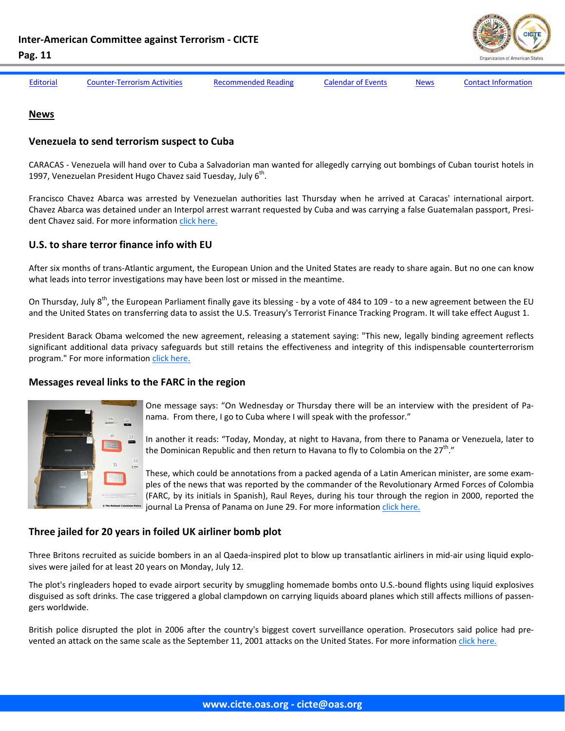Editorial | Counter-Terrorism Activities | Recommended Reading | Calendar of Events | News | Contact Information

## News

### Venezuela to send terrorism suspect to Cuba

CARACAS - Venezuela will hand over to Cuba a Salvadorian man wanted for allegedly carrying out bombings of Cuban tourist hotels in 1997, Venezuelan President Hugo Chavez said Tuesday, July 6th.

Francisco Chavez Abarca was arrested by Venezuelan authorities last Thursday when he arrived at Caracas' international airport. Chavez Abarca was detained under an Interpol arrest warrant requested by Cuba and was carrying a false Guatemalan passport, President Chavez said. For more information click here.

### U.S. to share terror finance info with EU

After six months of trans-Atlantic argument, the European Union and the United States are ready to share again. But no one can know what leads into terror investigations may have been lost or missed in the meantime.

On Thursday, July 8th, the European Parliament finally gave its blessing - by a vote of 484 to 109 - to a new agreement between the EU and the United States on transferring data to assist the U.S. Treasury's Terrorist Finance Tracking Program. It will take effect August 1.

President Barack Obama welcomed the new agreement, releasing a statement saying: "This new, legally binding agreement reflects significant additional data privacy safeguards but still retains the effectiveness and integrity of this indispensable counterterrorism program." For more information click here.

### Messages reveal links to the FARC in the region

One message says: "On Wednesday or Thursday there will be an interview with the president of Panama. From there, I go to Cuba where I will speak with the professor."

In another it reads: "Today, Monday, at night to Havana, from there to Panama or Venezuela, later to the Dominican Republic and then return to Havana to fly to Colombia on the 27th."

These, which could be annotations from a packed agenda of a Latin American minister, are some examples of the news that was reported by the commander of the Revolutionary Armed Forces of Colombia (FARC, by its initials in Spanish), Raul Reyes, during his tour through the region in 2000, reported the journal La Prensa of Panama on June 29. For more information click here.

### Three jailed for 20 years in foiled UK airliner bomb plot

Three Britons recruited as suicide bombers in an al Qaeda-inspired plot to blow up transatlantic airliners in mid-air using liquid explosives were jailed for at least 20 years on Monday, July 12.

The plot's ringleaders hoped to evade airport security by smuggling homemade bombs onto U.S.-bound flights using liquid explosives disguised as soft drinks. The case triggered a global clampdown on carrying liquids aboard planes which still affects millions of passengers worldwide.

British police disrupted the plot in 2006 after the country's biggest covert surveillance operation. Prosecutors said police had prevented an attack on the same scale as the September 11, 2001 attacks on the United States. For more information click here.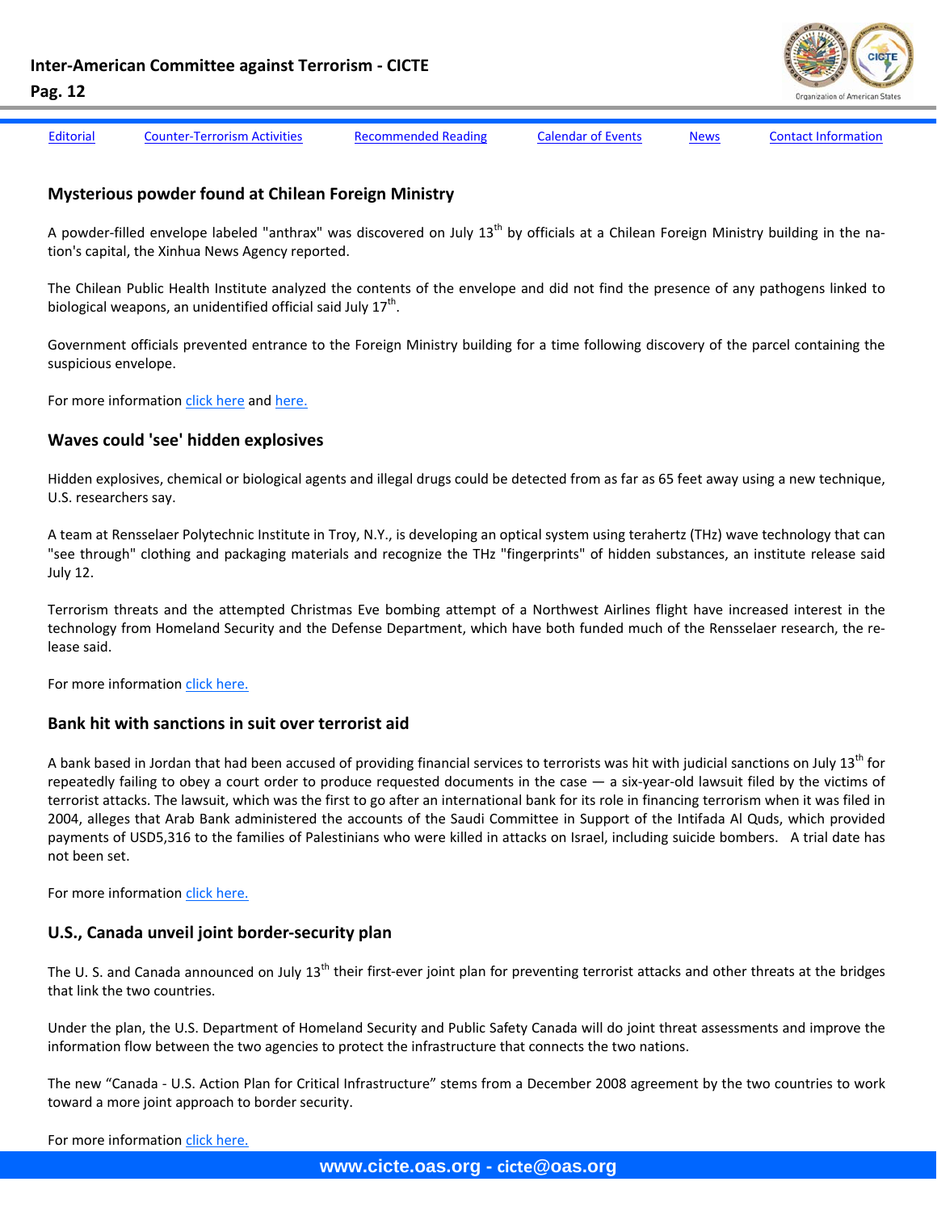Editorial | Counter-Terrorism Activities | Recommended Reading | Calendar of Events | News | Contact Information

### Mysterious powder found at Chilean Foreign Ministry

A powder-filled envelope labeled "anthrax" was discovered on July 13th by officials at a Chilean Foreign Ministry building in the nation's capital, the Xinhua News Agency reported.

The Chilean Public Health Institute analyzed the contents of the envelope and did not find the presence of any pathogens linked to biological weapons, an unidentified official said July 17th.

Government officials prevented entrance to the Foreign Ministry building for a time following discovery of the parcel containing the suspicious envelope.

For more information click here and here.

### Waves could 'see' hidden explosives

Hidden explosives, chemical or biological agents and illegal drugs could be detected from as far as 65 feet away using a new technique, U.S. researchers say.

A team at Rensselaer Polytechnic Institute in Troy, N.Y., is developing an optical system using terahertz (THz) wave technology that can "see through" clothing and packaging materials and recognize the THz "fingerprints" of hidden substances, an institute release said July 12.

Terrorism threats and the attempted Christmas Eve bombing attempt of a Northwest Airlines flight have increased interest in the technology from Homeland Security and the Defense Department, which have both funded much of the Rensselaer research, the release said.

For more information click here.

### Bank hit with sanctions in suit over terrorist aid

A bank based in Jordan that had been accused of providing financial services to terrorists was hit with judicial sanctions on July 13th for repeatedly failing to obey a court order to produce requested documents in the case — a six-year-old lawsuit filed by the victims of terrorist attacks. The lawsuit, which was the first to go after an international bank for its role in financing terrorism when it was filed in 2004, alleges that Arab Bank administered the accounts of the Saudi Committee in Support of the Intifada Al Quds, which provided payments of USD5,316 to the families of Palestinians who were killed in attacks on Israel, including suicide bombers. A trial date has not been set.

For more information click here.

### U.S., Canada unveil joint border-security plan

The U. S. and Canada announced on July 13th their first-ever joint plan for preventing terrorist attacks and other threats at the bridges that link the two countries.

Under the plan, the U.S. Department of Homeland Security and Public Safety Canada will do joint threat assessments and improve the information flow between the two agencies to protect the infrastructure that connects the two nations.

The new "Canada - U.S. Action Plan for Critical Infrastructure" stems from a December 2008 agreement by the two countries to work toward a more joint approach to border security.

For more information click here.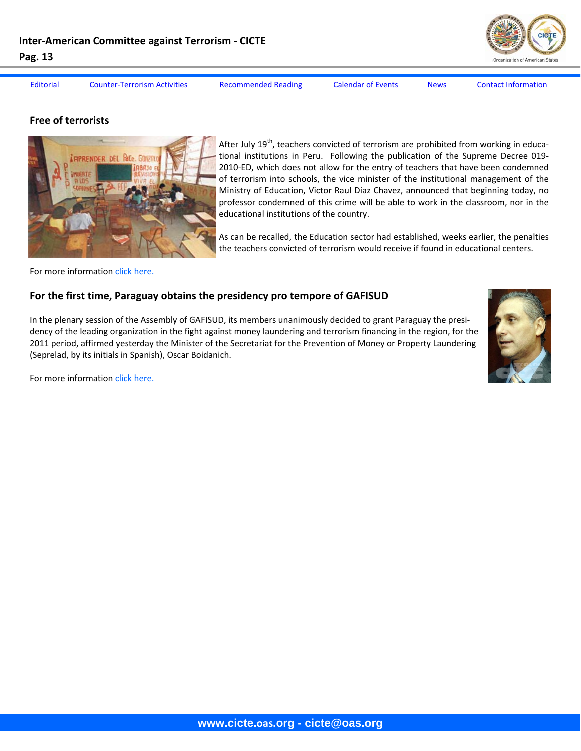[Editorial](#) [Counter-Terrorism Activities](#) [Recommended Reading](#) [Calendar of Events](#) [News](#) [Contact Information](#)

## Free of terrorists

After July 19th, teachers convicted of terrorism are prohibited from working in educational institutions in Peru. Following the publication of the Supreme Decree 019-2010-ED, which does not allow for the entry of teachers that have been condemned of terrorism into schools, the vice minister of the institutional management of the Ministry of Education, Victor Raul Diaz Chavez, announced that beginning today, no professor condemned of this crime will be able to work in the classroom, nor in the educational institutions of the country.

As can be recalled, the Education sector had established, weeks earlier, the penalties the teachers convicted of terrorism would receive if found in educational centers.

For more information [click here.](#)

## For the first time, Paraguay obtains the presidency pro tempore of GAFISUD

In the plenary session of the Assembly of GAFISUD, its members unanimously decided to grant Paraguay the presidency of the leading organization in the fight against money laundering and terrorism financing in the region, for the 2011 period, affirmed yesterday the Minister of the Secretariat for the Prevention of Money or Property Laundering (Seprelad, by its initials in Spanish), Oscar Boidanich.

For more information [click here.](#)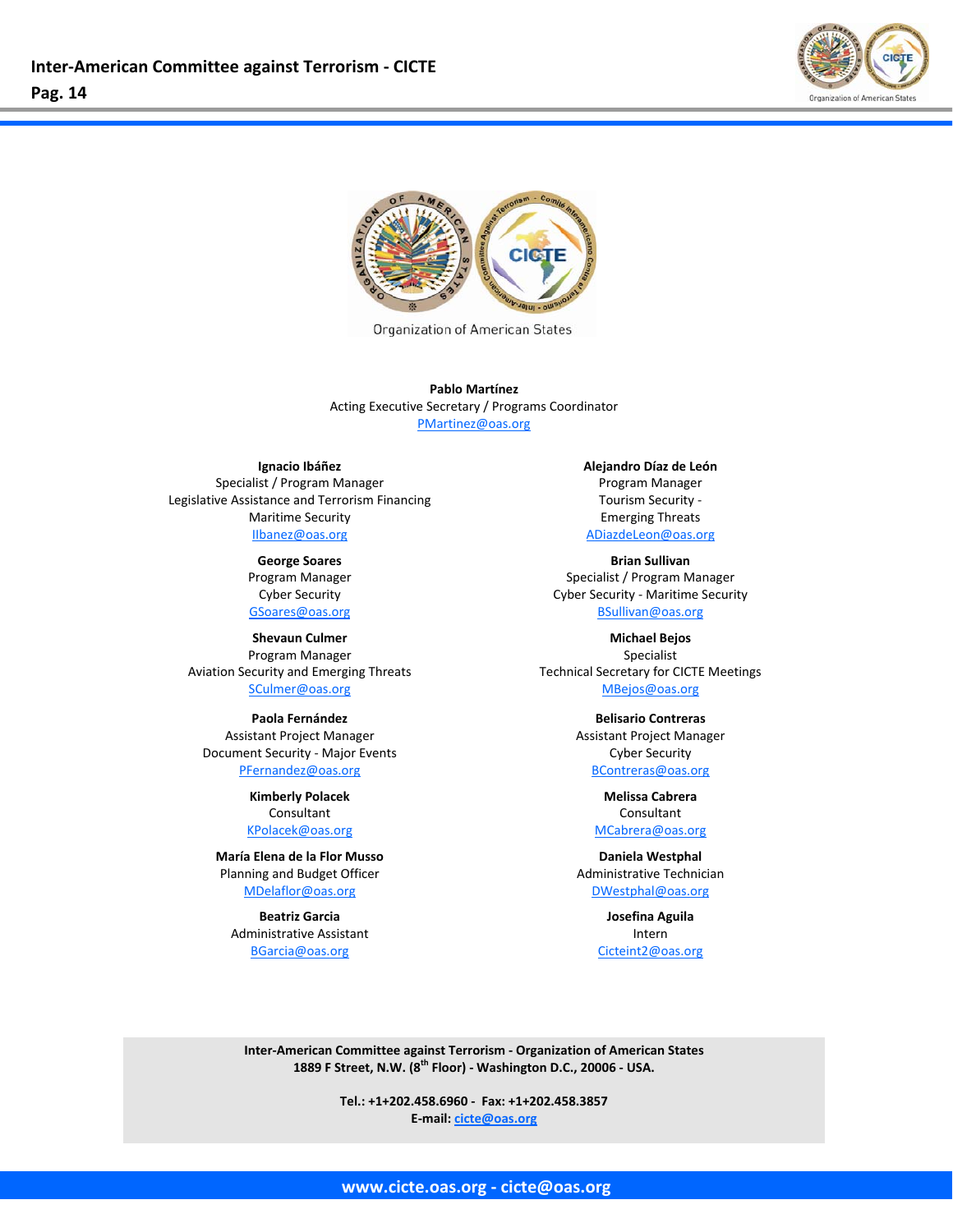Organization of American States

**Pablo Martínez**
Acting Executive Secretary / Programs Coordinator
PMartinez@oas.org

**Ignacio Ibáñez**
Specialist / Program Manager
Legislative Assistance and Terrorism Financing
Maritime Security
IIbanez@oas.org

**George Soares**
Program Manager
Cyber Security
GSoares@oas.org

**Shevaun Culmer**
Program Manager
Aviation Security and Emerging Threats
SCulmer@oas.org

**Paola Fernández**
Assistant Project Manager
Document Security - Major Events
PFernandez@oas.org

**Kimberly Polacek**
Consultant
KPolacek@oas.org

**María Elena de la Flor Musso**
Planning and Budget Officer
MDelaflor@oas.org

**Beatriz Garcia**
Administrative Assistant
BGarcia@oas.org

**Alejandro Díaz de León**
Program Manager
Tourism Security -
Emerging Threats
ADiazdeLeon@oas.org

**Brian Sullivan**
Specialist / Program Manager
Cyber Security - Maritime Security
BSullivan@oas.org

**Michael Bejos**
Specialist
Technical Secretary for CICTE Meetings
MBejos@oas.org

**Belisario Contreras**
Assistant Project Manager
Cyber Security
BContreras@oas.org

**Melissa Cabrera**
Consultant
MCabrera@oas.org

**Daniela Westphal**
Administrative Technician
DWestphal@oas.org

**Josefina Aguila**
Intern
Cicteint2@oas.org

**Inter-American Committee against Terrorism - Organization of American States**
**1889 F Street, N.W. (8th Floor) - Washington D.C., 20006 - USA.**

**Tel.: +1+202.458.6960 - Fax: +1+202.458.3857**
**E-mail: cicte@oas.org**